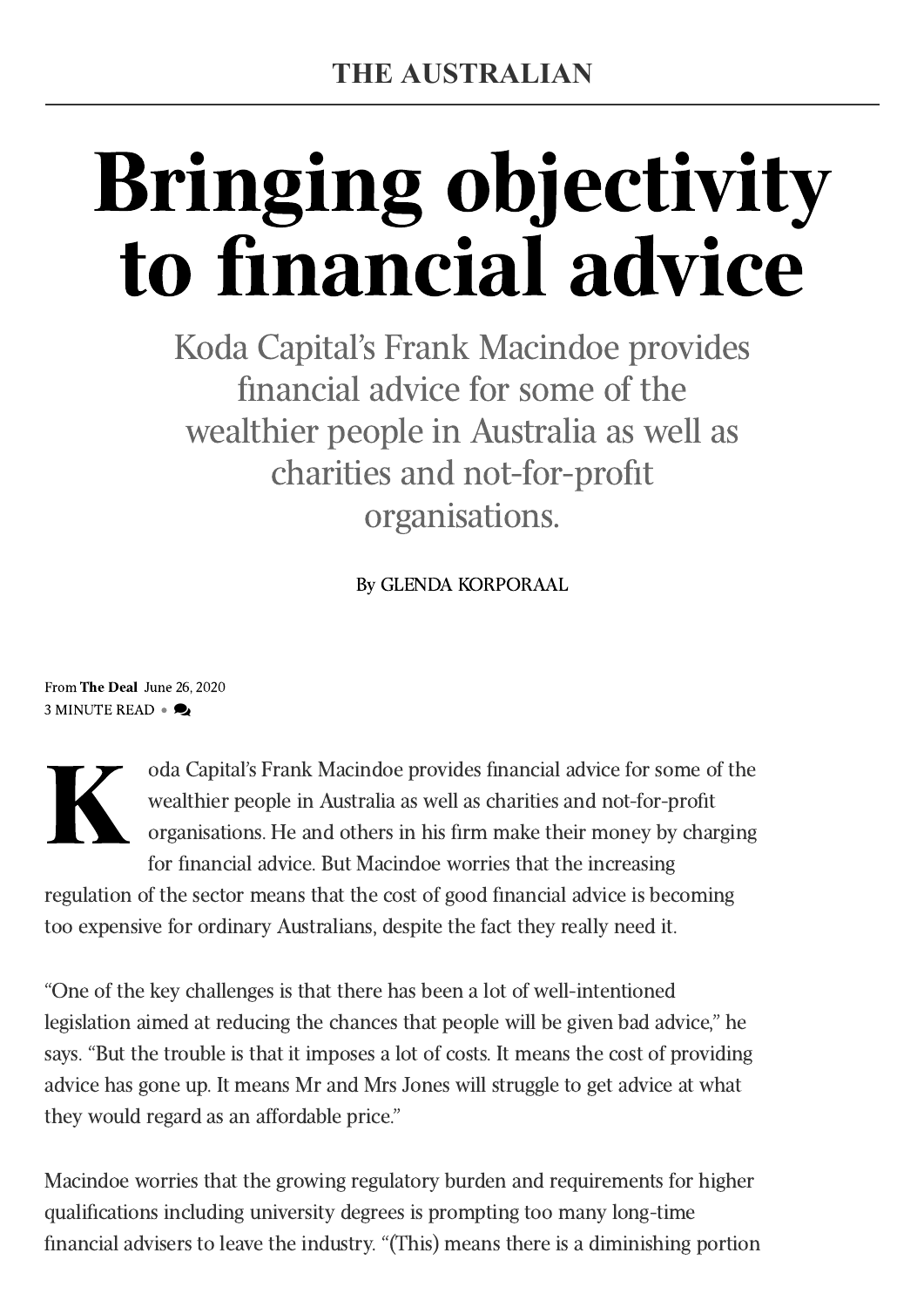THE AUSTRALIAN

# Bringing objectivity to financial advice

Koda Capital's Frank Macindoe provides financial advice for some of the wealthier people in Australia as well as charities and not-for-profit organisations.

By GLENDA KORPORAAL

From **The Deal** June 26, 2020
3 MINUTE READ •

Koda Capital's Frank Macindoe provides financial advice for some of the wealthier people in Australia as well as charities and not-for-profit organisations. He and others in his firm make their money by charging for financial advice. But Macindoe worries that the increasing regulation of the sector means that the cost of good financial advice is becoming too expensive for ordinary Australians, despite the fact they really need it.

"One of the key challenges is that there has been a lot of well-intentioned legislation aimed at reducing the chances that people will be given bad advice," he says. "But the trouble is that it imposes a lot of costs. It means the cost of providing advice has gone up. It means Mr and Mrs Jones will struggle to get advice at what they would regard as an affordable price."

Macindoe worries that the growing regulatory burden and requirements for higher qualifications including university degrees is prompting too many long-time financial advisers to leave the industry. "(This) means there is a diminishing portion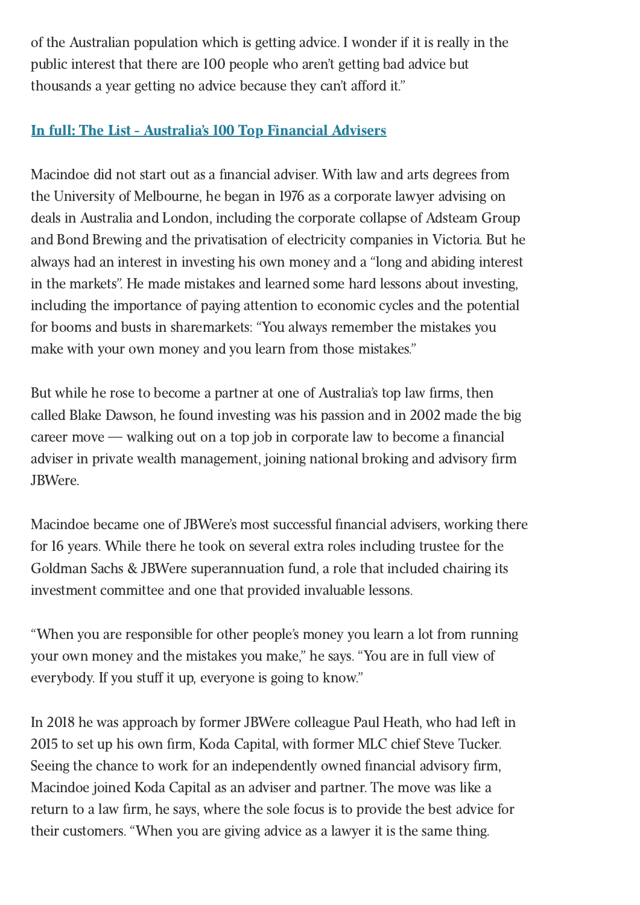of the Australian population which is getting advice. I wonder if it is really in the public interest that there are 100 people who aren't getting bad advice but thousands a year getting no advice because they can't afford it."

**[In full: The List - Australia's 100 Top Financial Advisers]**

Macindoe did not start out as a financial adviser. With law and arts degrees from the University of Melbourne, he began in 1976 as a corporate lawyer advising on deals in Australia and London, including the corporate collapse of Adsteam Group and Bond Brewing and the privatisation of electricity companies in Victoria. But he always had an interest in investing his own money and a "long and abiding interest in the markets". He made mistakes and learned some hard lessons about investing, including the importance of paying attention to economic cycles and the potential for booms and busts in sharemarkets: "You always remember the mistakes you make with your own money and you learn from those mistakes."

But while he rose to become a partner at one of Australia's top law firms, then called Blake Dawson, he found investing was his passion and in 2002 made the big career move — walking out on a top job in corporate law to become a financial adviser in private wealth management, joining national broking and advisory firm JBWere.

Macindoe became one of JBWere's most successful financial advisers, working there for 16 years. While there he took on several extra roles including trustee for the Goldman Sachs & JBWere superannuation fund, a role that included chairing its investment committee and one that provided invaluable lessons.

"When you are responsible for other people's money you learn a lot from running your own money and the mistakes you make," he says. "You are in full view of everybody. If you stuff it up, everyone is going to know."

In 2018 he was approach by former JBWere colleague Paul Heath, who had left in 2015 to set up his own firm, Koda Capital, with former MLC chief Steve Tucker. Seeing the chance to work for an independently owned financial advisory firm, Macindoe joined Koda Capital as an adviser and partner. The move was like a return to a law firm, he says, where the sole focus is to provide the best advice for their customers. "When you are giving advice as a lawyer it is the same thing.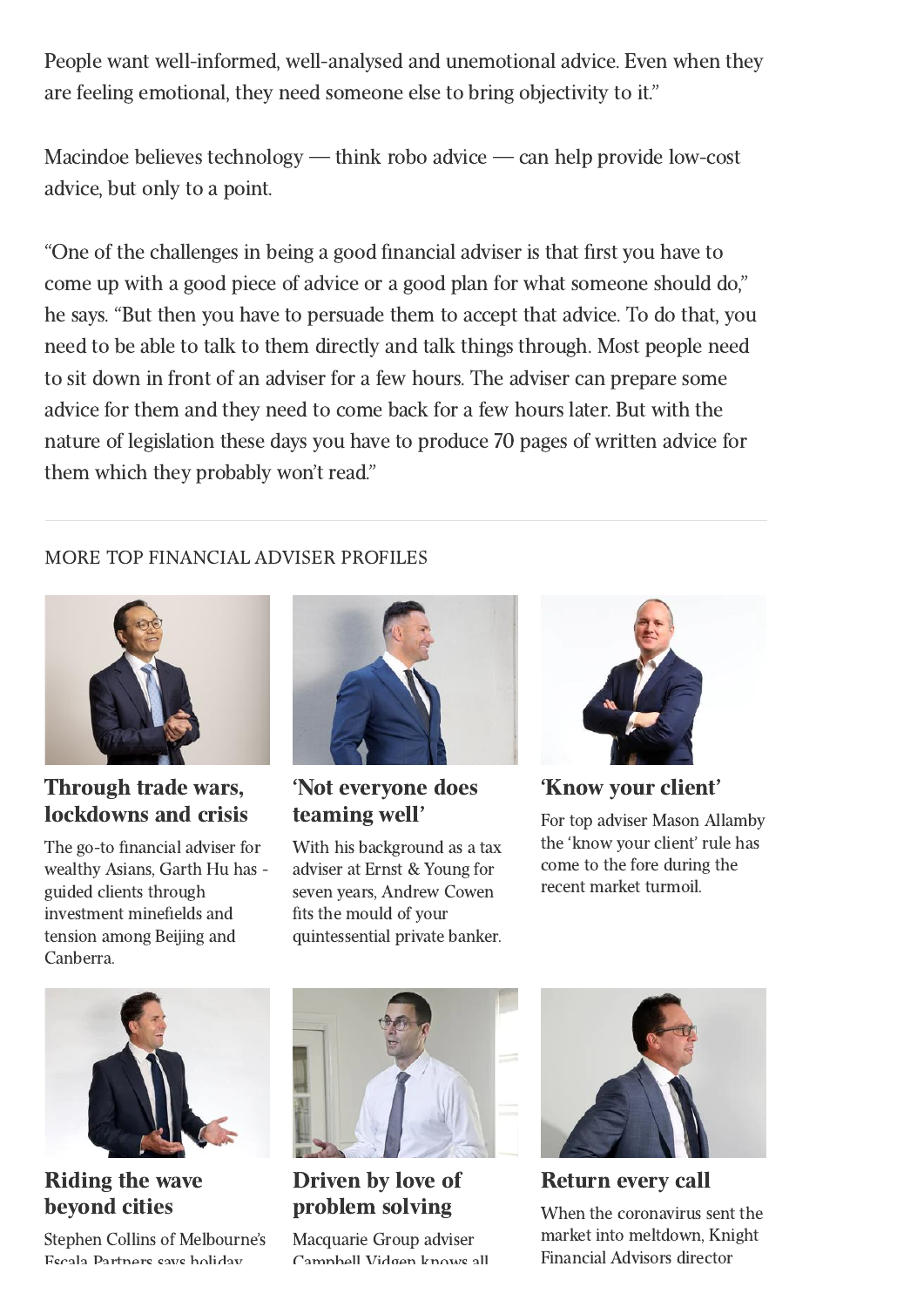People want well-informed, well-analysed and unemotional advice. Even when they are feeling emotional, they need someone else to bring objectivity to it."

Macindoe believes technology — think robo advice — can help provide low-cost advice, but only to a point.

"One of the challenges in being a good financial adviser is that first you have to come up with a good piece of advice or a good plan for what someone should do," he says. "But then you have to persuade them to accept that advice. To do that, you need to be able to talk to them directly and talk things through. Most people need to sit down in front of an adviser for a few hours. The adviser can prepare some advice for them and they need to come back for a few hours later. But with the nature of legislation these days you have to produce 70 pages of written advice for them which they probably won't read."

---

MORE TOP FINANCIAL ADVISER PROFILES

### Through trade wars, lockdowns and crisis

The go-to financial adviser for wealthy Asians, Garth Hu has - guided clients through investment minefields and tension among Beijing and Canberra.

### 'Not everyone does teaming well'

With his background as a tax adviser at Ernst & Young for seven years, Andrew Cowen fits the mould of your quintessential private banker.

### 'Know your client'

For top adviser Mason Allamby the 'know your client' rule has come to the fore during the recent market turmoil.

### Riding the wave beyond cities

Stephen Collins of Melbourne's Escala Partners says holiday

### Driven by love of problem solving

Macquarie Group adviser Campbell Vidgen knows all

### Return every call

When the coronavirus sent the market into meltdown, Knight Financial Advisors director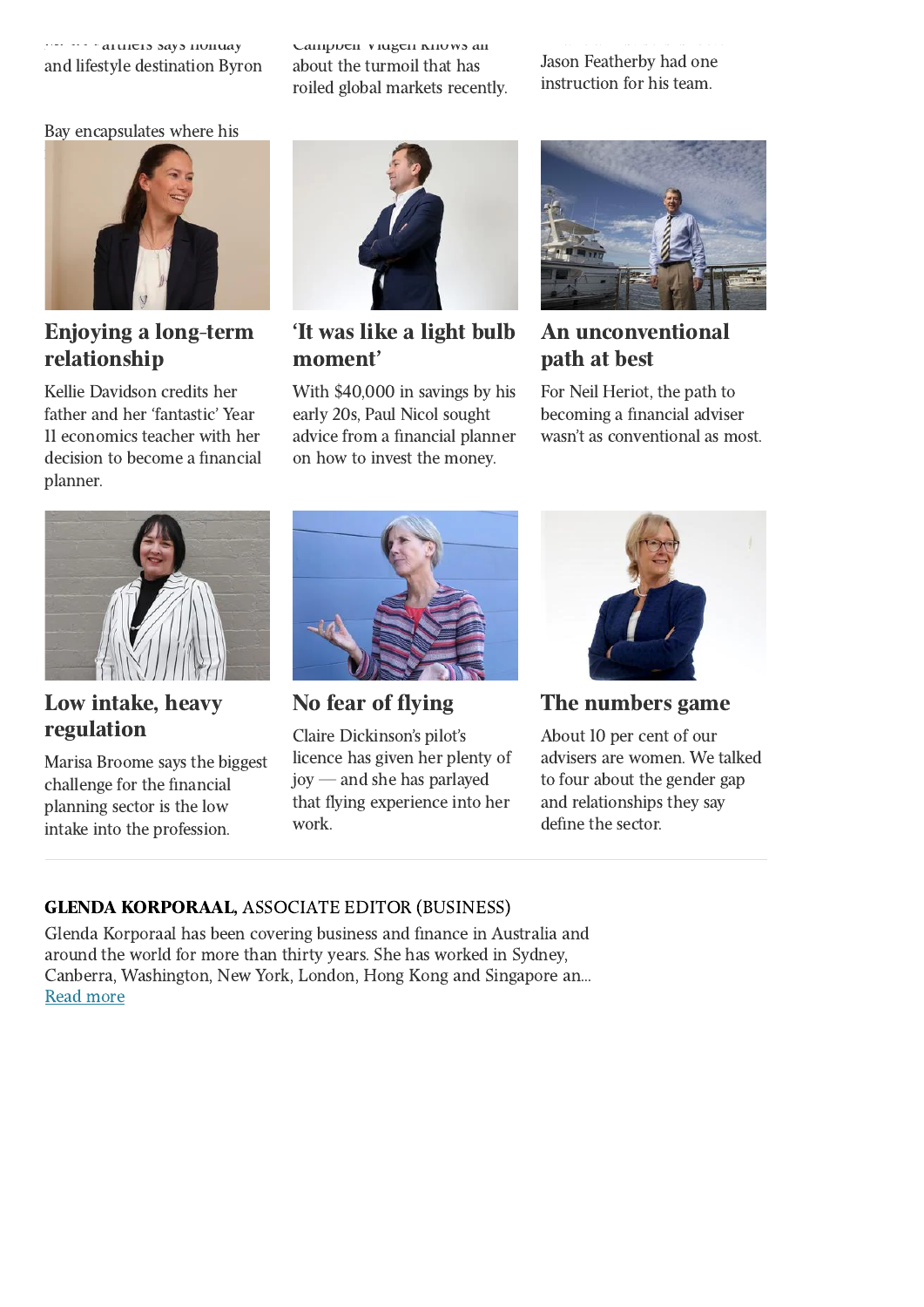... Partners says holiday and lifestyle destination Byron Bay encapsulates where his

Campbell Vidgen knows all about the turmoil that has roiled global markets recently.

Jason Featherby had one instruction for his team.

### Enjoying a long-term relationship

Kellie Davidson credits her father and her 'fantastic' Year 11 economics teacher with her decision to become a financial planner.

### 'It was like a light bulb moment'

With $40,000 in savings by his early 20s, Paul Nicol sought advice from a financial planner on how to invest the money.

### An unconventional path at best

For Neil Heriot, the path to becoming a financial adviser wasn't as conventional as most.

### Low intake, heavy regulation

Marisa Broome says the biggest challenge for the financial planning sector is the low intake into the profession.

### No fear of flying

Claire Dickinson's pilot's licence has given her plenty of joy — and she has parlayed that flying experience into her work.

### The numbers game

About 10 per cent of our advisers are women. We talked to four about the gender gap and relationships they say define the sector.

---

**GLENDA KORPORAAL,** ASSOCIATE EDITOR (BUSINESS)

Glenda Korporaal has been covering business and finance in Australia and around the world for more than thirty years. She has worked in Sydney, Canberra, Washington, New York, London, Hong Kong and Singapore an...
Read more